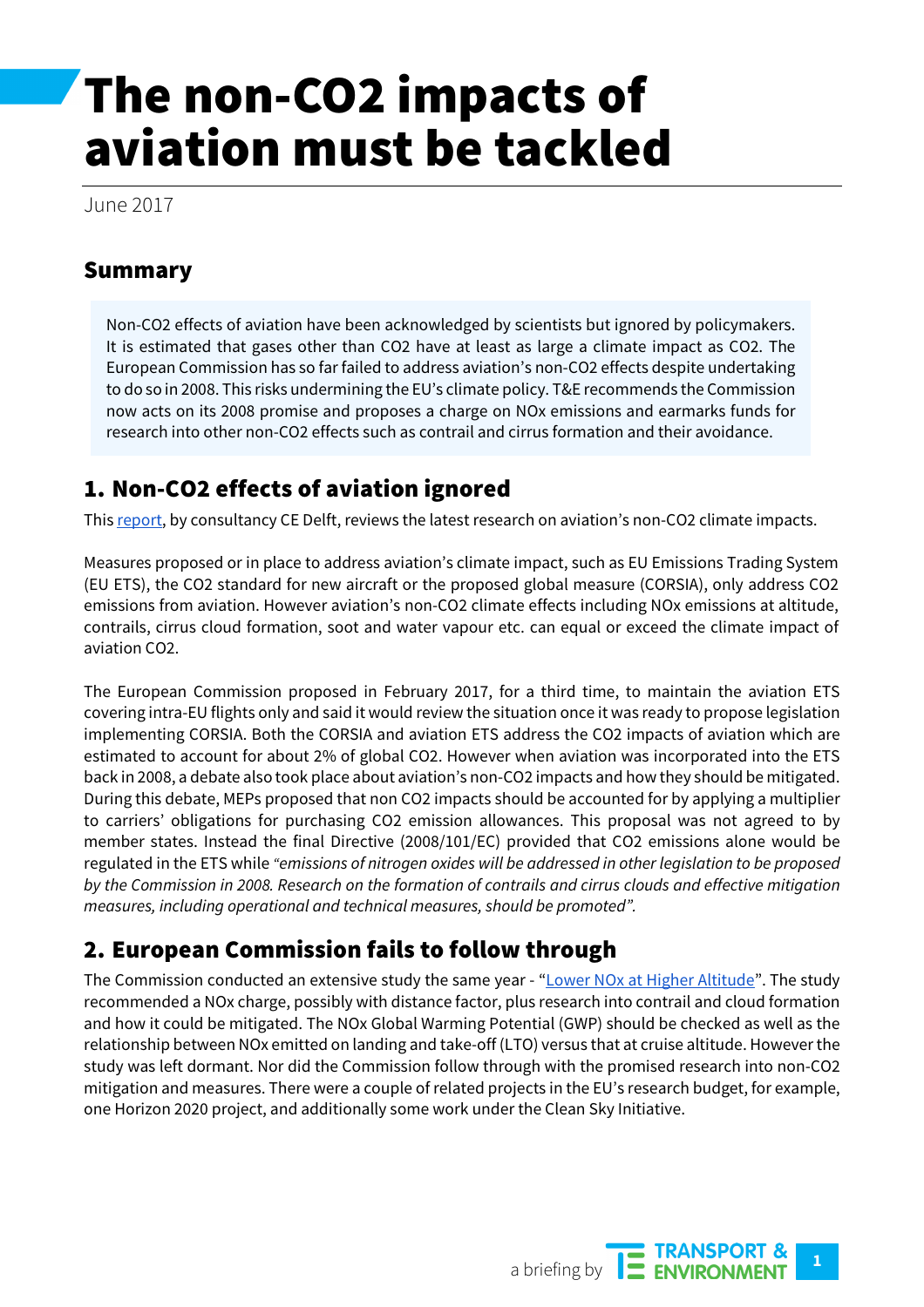# The non-CO2 impacts of aviation must be tackled

June 2017

## Summary

Non-CO2 effects of aviation have been acknowledged by scientists but ignored by policymakers. It is estimated that gases other than CO2 have at least as large a climate impact as CO2. The European Commission has so far failed to address aviation's non-CO2 effects despite undertaking to do so in 2008. This risks undermining the EU's climate policy. T&E recommends the Commission now acts on its 2008 promise and proposes a charge on NOx emissions and earmarks funds for research into other non-CO2 effects such as contrail and cirrus formation and their avoidance.

## 1. Non-CO2 effects of aviation ignored

This report, by consultancy CE Delft, reviews the latest research on aviation's non-CO2 climate impacts.

Measures proposed or in place to address aviation's climate impact, such as EU Emissions Trading System (EU ETS), the CO2 standard for new aircraft or the proposed global measure (CORSIA), only address CO2 emissions from aviation. However aviation's non-CO2 climate effects including NOx emissions at altitude, contrails, cirrus cloud formation, soot and water vapour etc. can equal or exceed the climate impact of aviation CO2.

The European Commission proposed in February 2017, for a third time, to maintain the aviation ETS covering intra-EU flights only and said it would review the situation once it was ready to propose legislation implementing CORSIA. Both the CORSIA and aviation ETS address the CO2 impacts of aviation which are estimated to account for about 2% of global CO2. However when aviation was incorporated into the ETS back in 2008, a debate also took place about aviation's non-CO2 impacts and how they should be mitigated. During this debate, MEPs proposed that non CO2 impacts should be accounted for by applying a multiplier to carriers' obligations for purchasing CO2 emission allowances. This proposal was not agreed to by member states. Instead the final Directive (2008/101/EC) provided that CO2 emissions alone would be regulated in the ETS while *"emissions of nitrogen oxides will be addressed in other legislation to be proposed by the Commission in 2008. Research on the formation of contrails and cirrus clouds and effective mitigation measures, including operational and technical measures, should be promoted".*

## 2. European Commission fails to follow through

The Commission conducted an extensive study the same year - "Lower NOx at Higher Altitude". The study recommended a NOx charge, possibly with distance factor, plus research into contrail and cloud formation and how it could be mitigated. The NOx Global Warming Potential (GWP) should be checked as well as the relationship between NOx emitted on landing and take-off (LTO) versus that at cruise altitude. However the study was left dormant. Nor did the Commission follow through with the promised research into non-CO2 mitigation and measures. There were a couple of related projects in the EU's research budget, for example, one Horizon 2020 project, and additionally some work under the Clean Sky Initiative.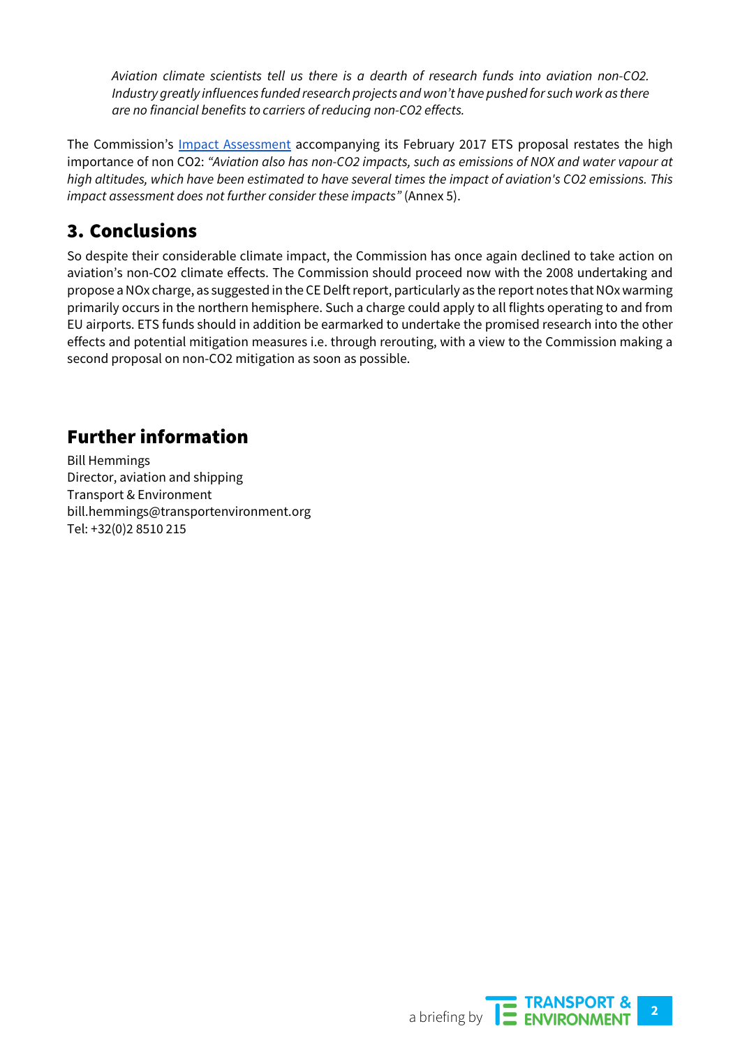> *Aviation climate scientists tell us there is a dearth of research funds into aviation non-$CO_2$. Industry greatly influences funded research projects and won't have pushed for such work as there are no financial benefits to carriers of reducing non-$CO_2$ effects.*

The Commission's [Impact Assessment]() accompanying its February 2017 ETS proposal restates the high importance of non $CO_2$: *"Aviation also has non-$CO_2$ impacts, such as emissions of NOX and water vapour at high altitudes, which have been estimated to have several times the impact of aviation's $CO_2$ emissions. This impact assessment does not further consider these impacts"* (Annex 5).

## 3. Conclusions

So despite their considerable climate impact, the Commission has once again declined to take action on aviation's non-$CO_2$ climate effects. The Commission should proceed now with the 2008 undertaking and propose a NOx charge, as suggested in the CE Delft report, particularly as the report notes that NOx warming primarily occurs in the northern hemisphere. Such a charge could apply to all flights operating to and from EU airports. ETS funds should in addition be earmarked to undertake the promised research into the other effects and potential mitigation measures i.e. through rerouting, with a view to the Commission making a second proposal on non-$CO_2$ mitigation as soon as possible.

## Further information

Bill Hemmings
Director, aviation and shipping
Transport & Environment
bill.hemmings@transportenvironment.org
Tel: +32(0)2 8510 215